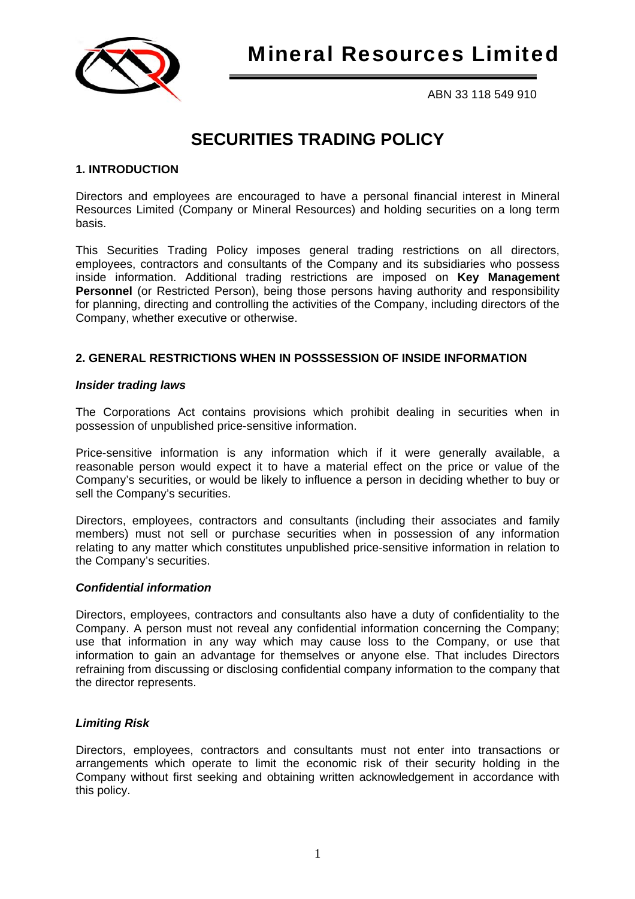# Mineral Resources Limited

ABN 33 118 549 910

## SECURITIES TRADING POLICY

### 1. INTRODUCTION

Directors and employees are encouraged to have a personal financial interest in Mineral Resources Limited (Company or Mineral Resources) and holding securities on a long term basis.

This Securities Trading Policy imposes general trading restrictions on all directors, employees, contractors and consultants of the Company and its subsidiaries who possess inside information. Additional trading restrictions are imposed on **Key Management Personnel** (or Restricted Person), being those persons having authority and responsibility for planning, directing and controlling the activities of the Company, including directors of the Company, whether executive or otherwise.

### 2. GENERAL RESTRICTIONS WHEN IN POSSSESSION OF INSIDE INFORMATION

***Insider trading laws***

The Corporations Act contains provisions which prohibit dealing in securities when in possession of unpublished price-sensitive information.

Price-sensitive information is any information which if it were generally available, a reasonable person would expect it to have a material effect on the price or value of the Company's securities, or would be likely to influence a person in deciding whether to buy or sell the Company's securities.

Directors, employees, contractors and consultants (including their associates and family members) must not sell or purchase securities when in possession of any information relating to any matter which constitutes unpublished price-sensitive information in relation to the Company's securities.

***Confidential information***

Directors, employees, contractors and consultants also have a duty of confidentiality to the Company. A person must not reveal any confidential information concerning the Company; use that information in any way which may cause loss to the Company, or use that information to gain an advantage for themselves or anyone else. That includes Directors refraining from discussing or disclosing confidential company information to the company that the director represents.

***Limiting Risk***

Directors, employees, contractors and consultants must not enter into transactions or arrangements which operate to limit the economic risk of their security holding in the Company without first seeking and obtaining written acknowledgement in accordance with this policy.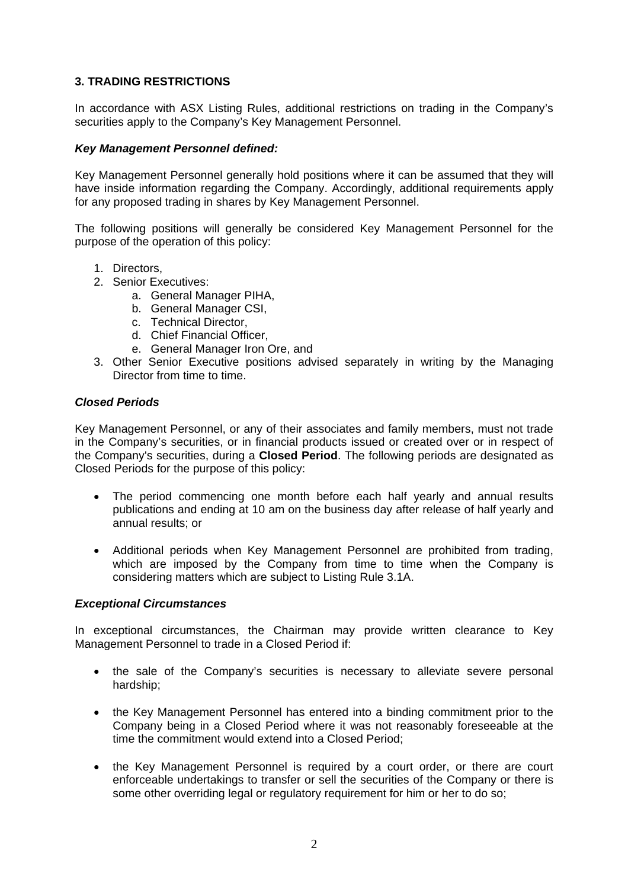### 3. TRADING RESTRICTIONS

In accordance with ASX Listing Rules, additional restrictions on trading in the Company's securities apply to the Company's Key Management Personnel.

#### *Key Management Personnel defined:*

Key Management Personnel generally hold positions where it can be assumed that they will have inside information regarding the Company. Accordingly, additional requirements apply for any proposed trading in shares by Key Management Personnel.

The following positions will generally be considered Key Management Personnel for the purpose of the operation of this policy:

1. Directors,
2. Senior Executives:
   a. General Manager PIHA,
   b. General Manager CSI,
   c. Technical Director,
   d. Chief Financial Officer,
   e. General Manager Iron Ore, and
3. Other Senior Executive positions advised separately in writing by the Managing Director from time to time.

#### *Closed Periods*

Key Management Personnel, or any of their associates and family members, must not trade in the Company's securities, or in financial products issued or created over or in respect of the Company's securities, during a **Closed Period**. The following periods are designated as Closed Periods for the purpose of this policy:

- The period commencing one month before each half yearly and annual results publications and ending at 10 am on the business day after release of half yearly and annual results; or

- Additional periods when Key Management Personnel are prohibited from trading, which are imposed by the Company from time to time when the Company is considering matters which are subject to Listing Rule 3.1A.

#### *Exceptional Circumstances*

In exceptional circumstances, the Chairman may provide written clearance to Key Management Personnel to trade in a Closed Period if:

- the sale of the Company's securities is necessary to alleviate severe personal hardship;

- the Key Management Personnel has entered into a binding commitment prior to the Company being in a Closed Period where it was not reasonably foreseeable at the time the commitment would extend into a Closed Period;

- the Key Management Personnel is required by a court order, or there are court enforceable undertakings to transfer or sell the securities of the Company or there is some other overriding legal or regulatory requirement for him or her to do so;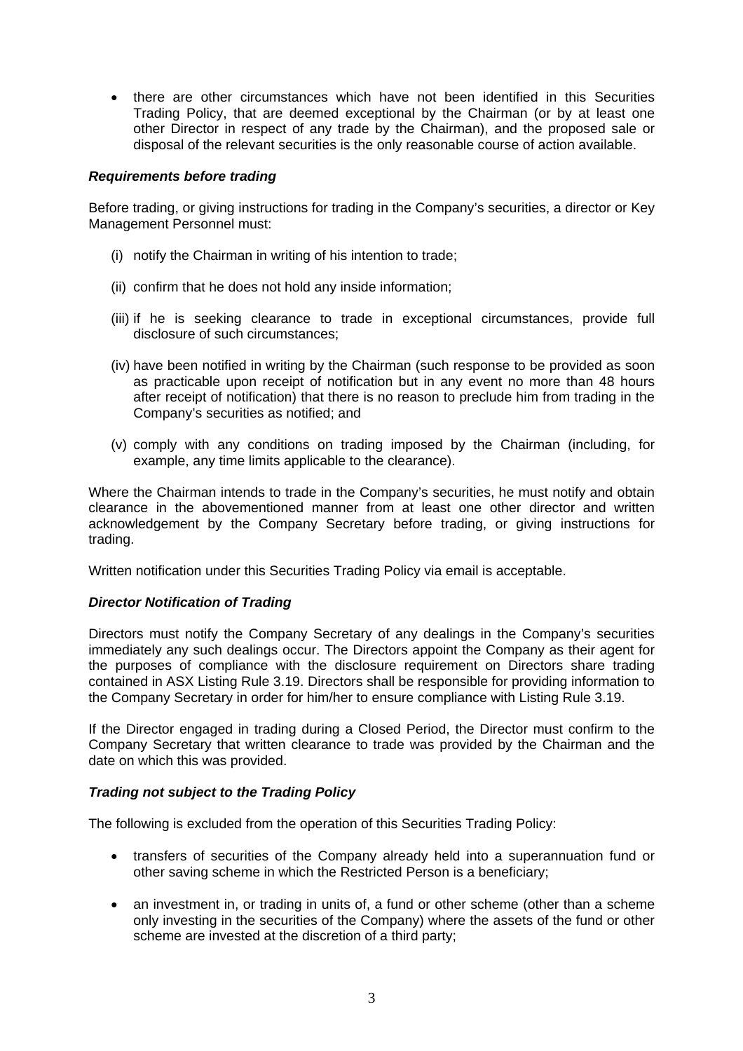- there are other circumstances which have not been identified in this Securities Trading Policy, that are deemed exceptional by the Chairman (or by at least one other Director in respect of any trade by the Chairman), and the proposed sale or disposal of the relevant securities is the only reasonable course of action available.

***Requirements before trading***

Before trading, or giving instructions for trading in the Company's securities, a director or Key Management Personnel must:

(i) notify the Chairman in writing of his intention to trade;

(ii) confirm that he does not hold any inside information;

(iii) if he is seeking clearance to trade in exceptional circumstances, provide full disclosure of such circumstances;

(iv) have been notified in writing by the Chairman (such response to be provided as soon as practicable upon receipt of notification but in any event no more than 48 hours after receipt of notification) that there is no reason to preclude him from trading in the Company's securities as notified; and

(v) comply with any conditions on trading imposed by the Chairman (including, for example, any time limits applicable to the clearance).

Where the Chairman intends to trade in the Company's securities, he must notify and obtain clearance in the abovementioned manner from at least one other director and written acknowledgement by the Company Secretary before trading, or giving instructions for trading.

Written notification under this Securities Trading Policy via email is acceptable.

***Director Notification of Trading***

Directors must notify the Company Secretary of any dealings in the Company's securities immediately any such dealings occur. The Directors appoint the Company as their agent for the purposes of compliance with the disclosure requirement on Directors share trading contained in ASX Listing Rule 3.19. Directors shall be responsible for providing information to the Company Secretary in order for him/her to ensure compliance with Listing Rule 3.19.

If the Director engaged in trading during a Closed Period, the Director must confirm to the Company Secretary that written clearance to trade was provided by the Chairman and the date on which this was provided.

***Trading not subject to the Trading Policy***

The following is excluded from the operation of this Securities Trading Policy:

- transfers of securities of the Company already held into a superannuation fund or other saving scheme in which the Restricted Person is a beneficiary;
- an investment in, or trading in units of, a fund or other scheme (other than a scheme only investing in the securities of the Company) where the assets of the fund or other scheme are invested at the discretion of a third party;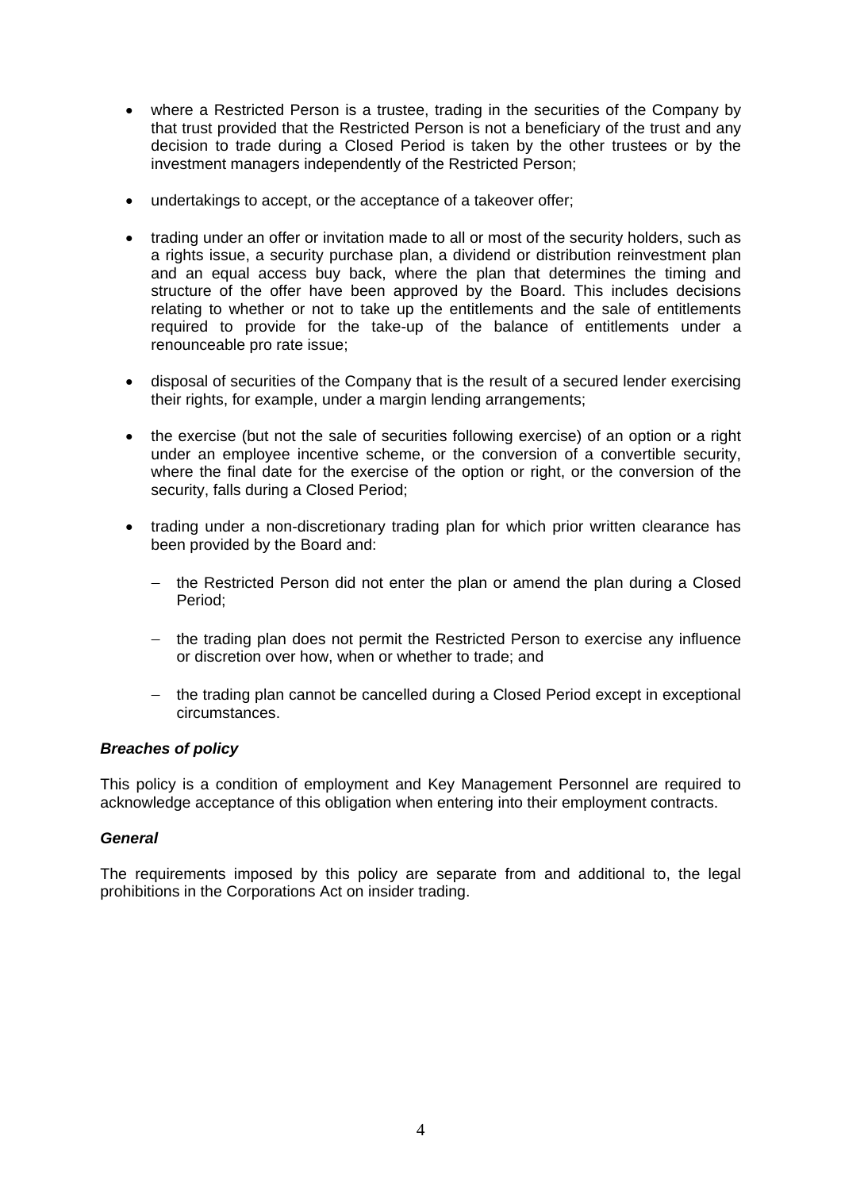- where a Restricted Person is a trustee, trading in the securities of the Company by that trust provided that the Restricted Person is not a beneficiary of the trust and any decision to trade during a Closed Period is taken by the other trustees or by the investment managers independently of the Restricted Person;

- undertakings to accept, or the acceptance of a takeover offer;

- trading under an offer or invitation made to all or most of the security holders, such as a rights issue, a security purchase plan, a dividend or distribution reinvestment plan and an equal access buy back, where the plan that determines the timing and structure of the offer have been approved by the Board. This includes decisions relating to whether or not to take up the entitlements and the sale of entitlements required to provide for the take-up of the balance of entitlements under a renounceable pro rate issue;

- disposal of securities of the Company that is the result of a secured lender exercising their rights, for example, under a margin lending arrangements;

- the exercise (but not the sale of securities following exercise) of an option or a right under an employee incentive scheme, or the conversion of a convertible security, where the final date for the exercise of the option or right, or the conversion of the security, falls during a Closed Period;

- trading under a non-discretionary trading plan for which prior written clearance has been provided by the Board and:

  - the Restricted Person did not enter the plan or amend the plan during a Closed Period;

  - the trading plan does not permit the Restricted Person to exercise any influence or discretion over how, when or whether to trade; and

  - the trading plan cannot be cancelled during a Closed Period except in exceptional circumstances.

***Breaches of policy***

This policy is a condition of employment and Key Management Personnel are required to acknowledge acceptance of this obligation when entering into their employment contracts.

***General***

The requirements imposed by this policy are separate from and additional to, the legal prohibitions in the Corporations Act on insider trading.